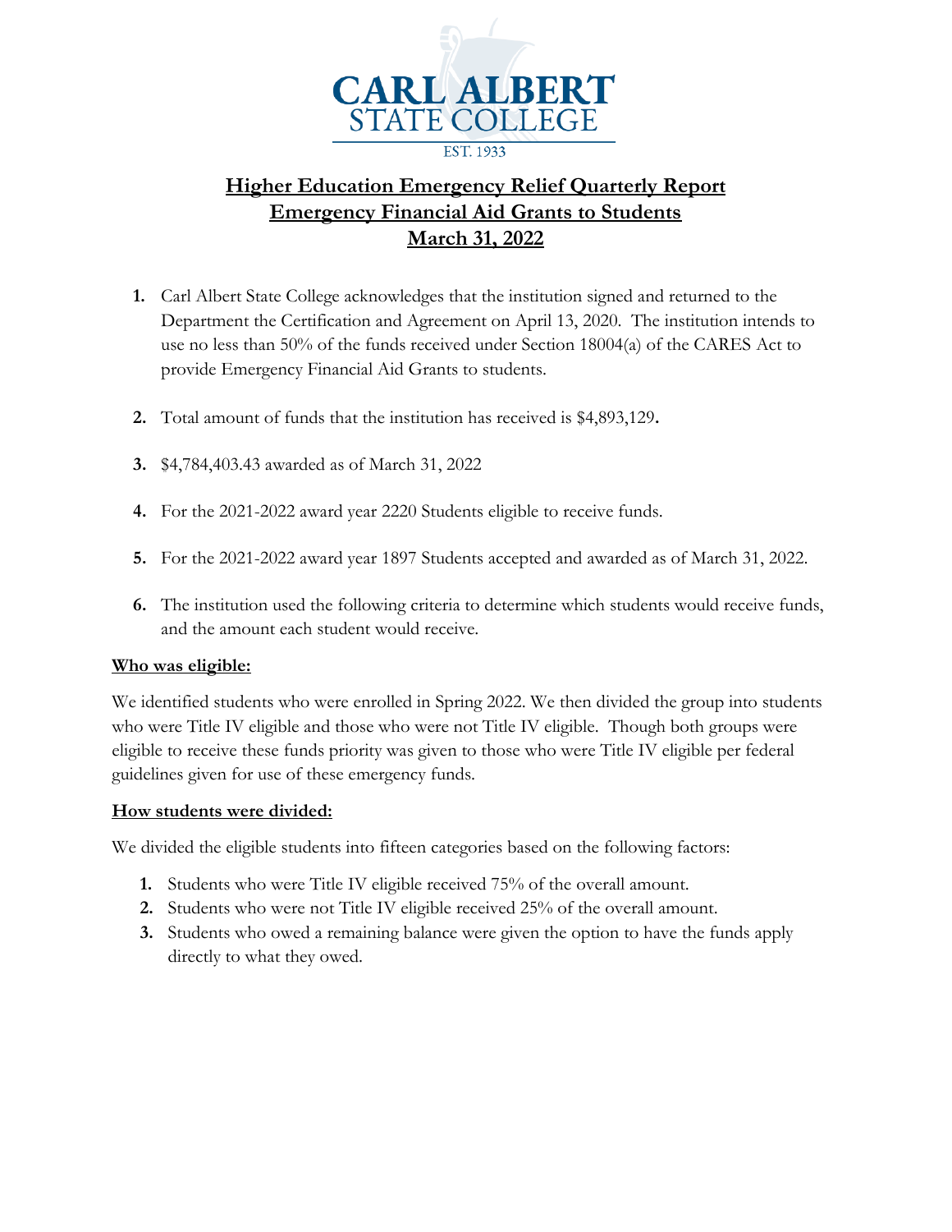CARL ALBERT STATE COLLEGE

EST. 1933

# Higher Education Emergency Relief Quarterly Report
# Emergency Financial Aid Grants to Students
# March 31, 2022

1. Carl Albert State College acknowledges that the institution signed and returned to the Department the Certification and Agreement on April 13, 2020. The institution intends to use no less than 50% of the funds received under Section 18004(a) of the CARES Act to provide Emergency Financial Aid Grants to students.

2. Total amount of funds that the institution has received is $4,893,129**.**

3. $4,784,403.43 awarded as of March 31, 2022

4. For the 2021-2022 award year 2220 Students eligible to receive funds.

5. For the 2021-2022 award year 1897 Students accepted and awarded as of March 31, 2022.

6. The institution used the following criteria to determine which students would receive funds, and the amount each student would receive.

**Who was eligible:**

We identified students who were enrolled in Spring 2022. We then divided the group into students who were Title IV eligible and those who were not Title IV eligible. Though both groups were eligible to receive these funds priority was given to those who were Title IV eligible per federal guidelines given for use of these emergency funds.

**How students were divided:**

We divided the eligible students into fifteen categories based on the following factors:

1. Students who were Title IV eligible received 75% of the overall amount.
2. Students who were not Title IV eligible received 25% of the overall amount.
3. Students who owed a remaining balance were given the option to have the funds apply directly to what they owed.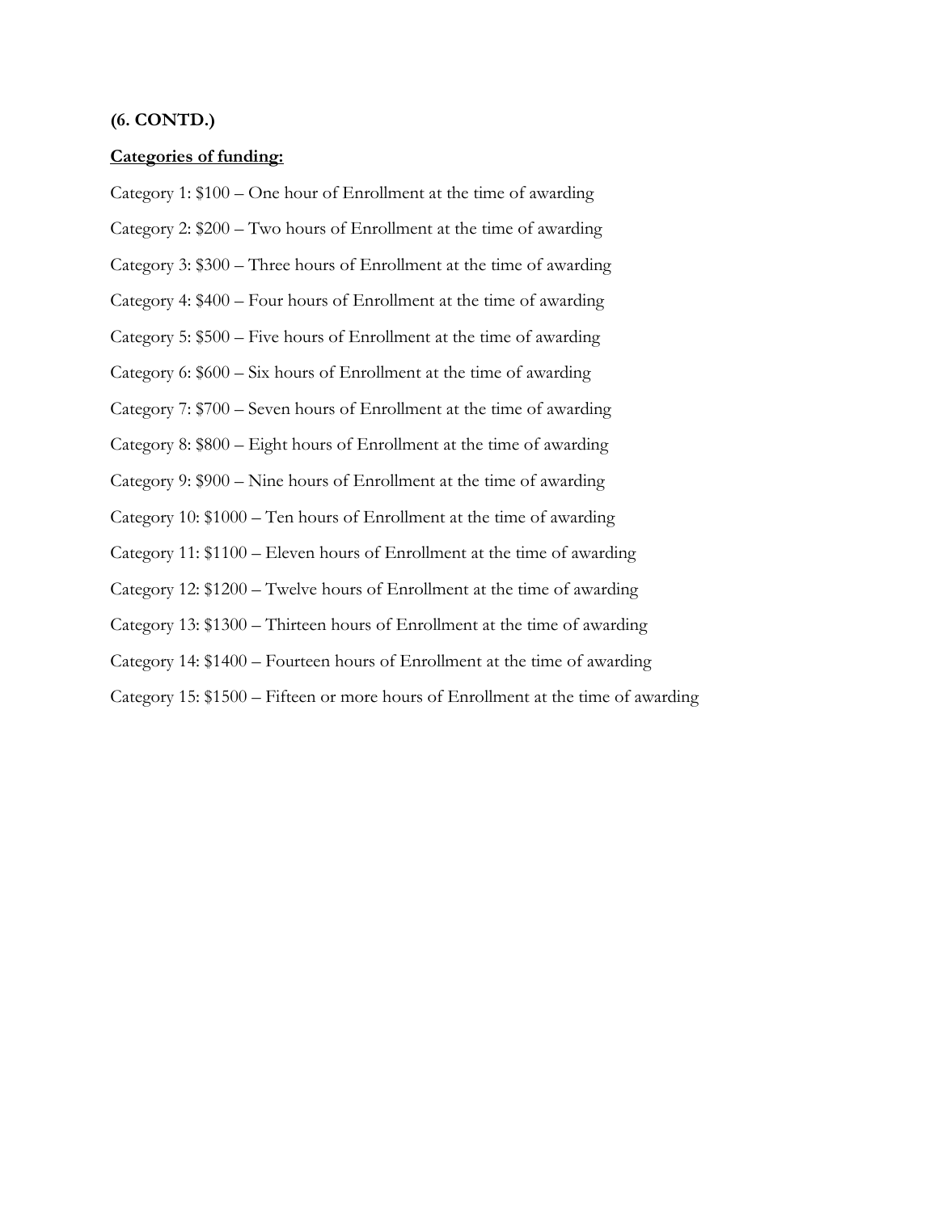**(6. CONTD.)**

**Categories of funding:**

Category 1: $100 – One hour of Enrollment at the time of awarding

Category 2: $200 – Two hours of Enrollment at the time of awarding

Category 3: $300 – Three hours of Enrollment at the time of awarding

Category 4: $400 – Four hours of Enrollment at the time of awarding

Category 5: $500 – Five hours of Enrollment at the time of awarding

Category 6: $600 – Six hours of Enrollment at the time of awarding

Category 7: $700 – Seven hours of Enrollment at the time of awarding

Category 8: $800 – Eight hours of Enrollment at the time of awarding

Category 9: $900 – Nine hours of Enrollment at the time of awarding

Category 10: $1000 – Ten hours of Enrollment at the time of awarding

Category 11: $1100 – Eleven hours of Enrollment at the time of awarding

Category 12: $1200 – Twelve hours of Enrollment at the time of awarding

Category 13: $1300 – Thirteen hours of Enrollment at the time of awarding

Category 14: $1400 – Fourteen hours of Enrollment at the time of awarding

Category 15: $1500 – Fifteen or more hours of Enrollment at the time of awarding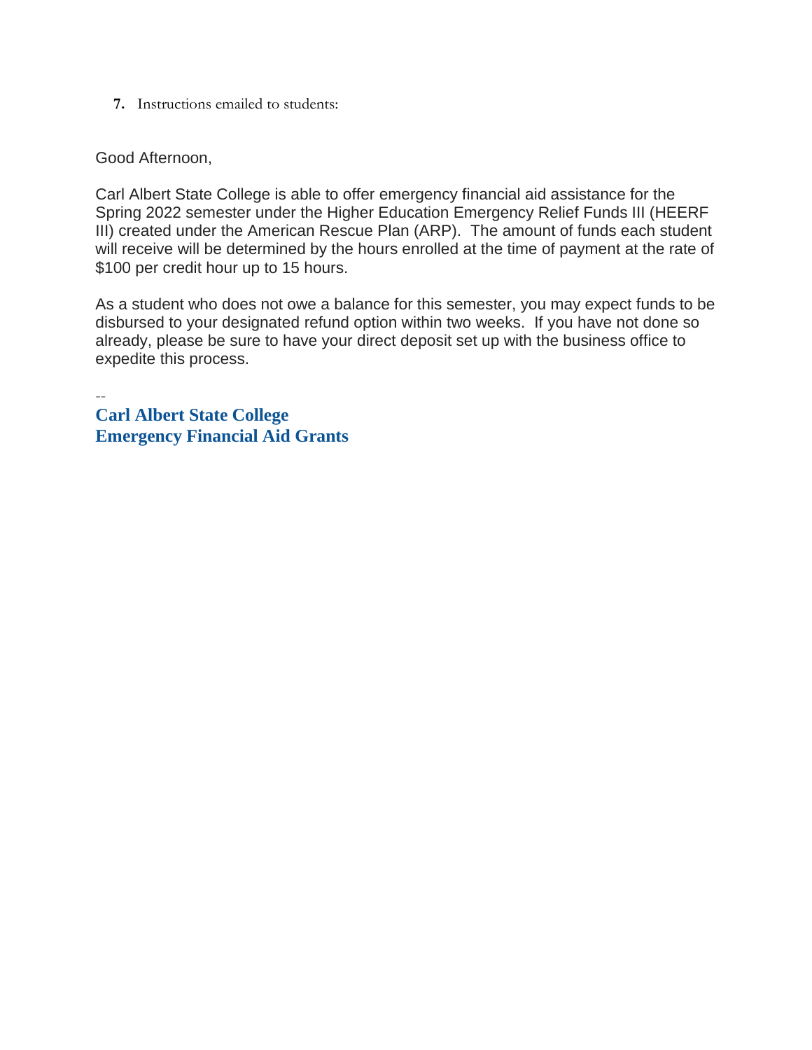7. Instructions emailed to students:

Good Afternoon,

Carl Albert State College is able to offer emergency financial aid assistance for the Spring 2022 semester under the Higher Education Emergency Relief Funds III (HEERF III) created under the American Rescue Plan (ARP). The amount of funds each student will receive will be determined by the hours enrolled at the time of payment at the rate of $100 per credit hour up to 15 hours.

As a student who does not owe a balance for this semester, you may expect funds to be disbursed to your designated refund option within two weeks. If you have not done so already, please be sure to have your direct deposit set up with the business office to expedite this process.

--

**Carl Albert State College**
**Emergency Financial Aid Grants**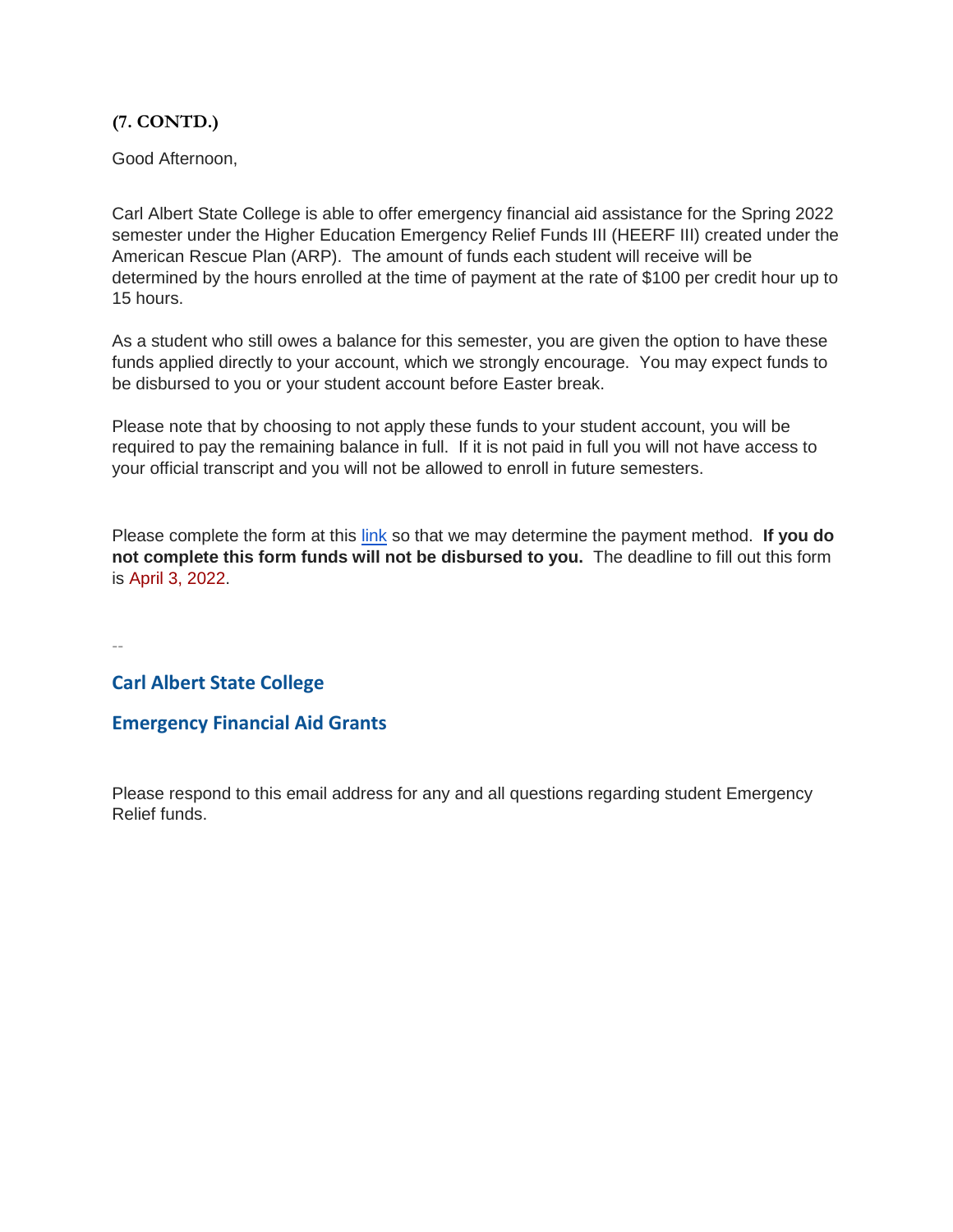**(7. CONTD.)**

Good Afternoon,

Carl Albert State College is able to offer emergency financial aid assistance for the Spring 2022 semester under the Higher Education Emergency Relief Funds III (HEERF III) created under the American Rescue Plan (ARP). The amount of funds each student will receive will be determined by the hours enrolled at the time of payment at the rate of $100 per credit hour up to 15 hours.

As a student who still owes a balance for this semester, you are given the option to have these funds applied directly to your account, which we strongly encourage. You may expect funds to be disbursed to you or your student account before Easter break.

Please note that by choosing to not apply these funds to your student account, you will be required to pay the remaining balance in full. If it is not paid in full you will not have access to your official transcript and you will not be allowed to enroll in future semesters.

Please complete the form at this link so that we may determine the payment method. **If you do not complete this form funds will not be disbursed to you.** The deadline to fill out this form is April 3, 2022.

--

**Carl Albert State College**

**Emergency Financial Aid Grants**

Please respond to this email address for any and all questions regarding student Emergency Relief funds.